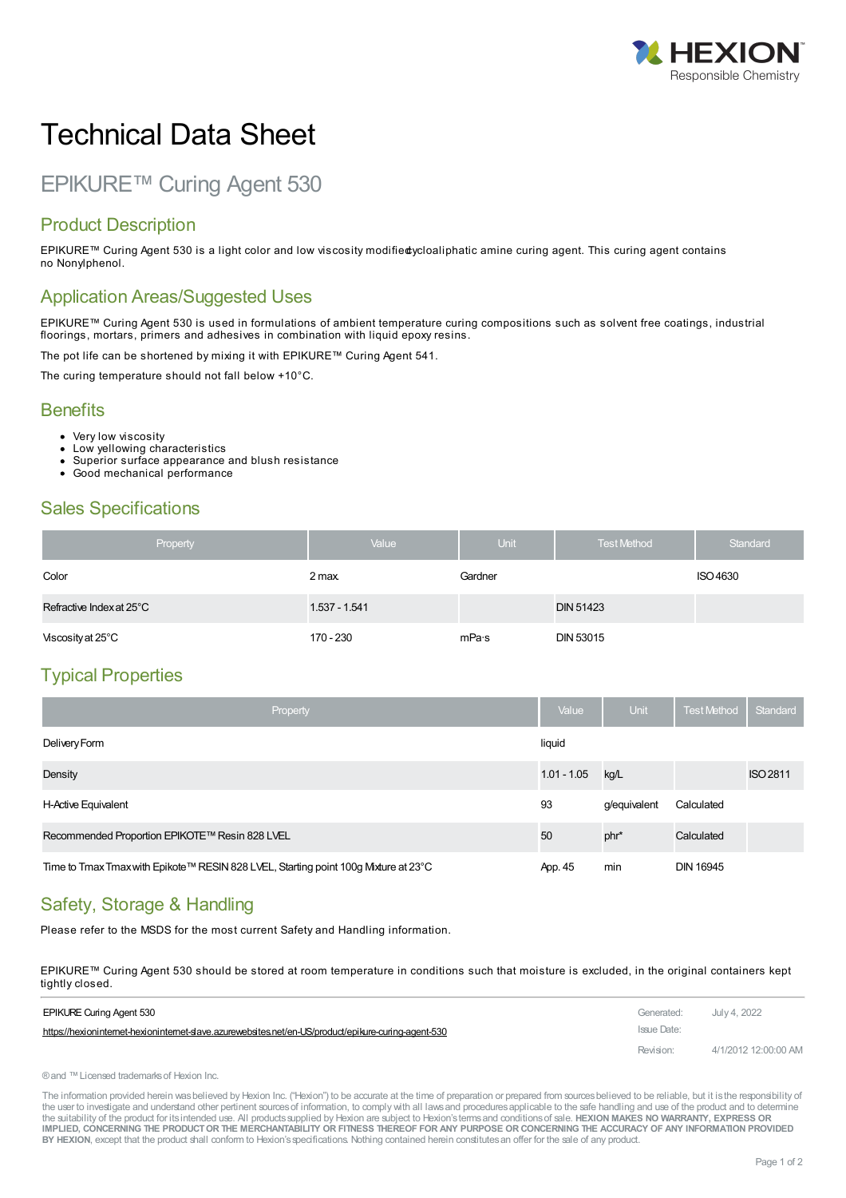# Technical Data Sheet

## EPIKURE™ Curing Agent 530

### Product Description

EPIKURE™ Curing Agent 530 is a light color and low viscosity modified cycloaliphatic amine curing agent. This curing agent contains no Nonylphenol.

### Application Areas/Suggested Uses

EPIKURE™ Curing Agent 530 is used in formulations of ambient temperature curing compositions such as solvent free coatings, industrial floorings, mortars, primers and adhesives in combination with liquid epoxy resins.

The pot life can be shortened by mixing it with EPIKURE™ Curing Agent 541.

The curing temperature should not fall below +10°C.

### Benefits

- Very low viscosity
- Low yellowing characteristics
- Superior surface appearance and blush resistance
- Good mechanical performance

### Sales Specifications

| Property | Value | Unit | Test Method | Standard |
|---|---|---|---|---|
| Color | 2 max. | Gardner | | ISO 4630 |
| Refractive Index at 25°C | 1.537 - 1.541 | | DIN 51423 | |
| Viscosity at 25°C | 170 - 230 | mPa·s | DIN 53015 | |

### Typical Properties

| Property | Value | Unit | Test Method | Standard |
|---|---|---|---|---|
| Delivery Form | liquid | | | |
| Density | 1.01 - 1.05 | kg/L | | ISO 2811 |
| H-Active Equivalent | 93 | g/equivalent | Calculated | |
| Recommended Proportion EPIKOTE™ Resin 828 LVEL | 50 | phr* | Calculated | |
| Time to Tmax Tmax with Epikote™ RESIN 828 LVEL, Starting point 100g Mixture at 23°C | App. 45 | min | DIN 16945 | |

### Safety, Storage & Handling

Please refer to the MSDS for the most current Safety and Handling information.

EPIKURE™ Curing Agent 530 should be stored at room temperature in conditions such that moisture is excluded, in the original containers kept tightly closed.

| EPIKURE Curing Agent 530 | Generated: | July 4, 2022 |
|---|---|---|
| https://hexioninternet-hexioninternet-slave.azurewebsites.net/en-US/product/epikure-curing-agent-530 | Issue Date: | |
| | Revision: | 4/1/2012 12:00:00 AM |

® and ™ Licensed trademarks of Hexion Inc.

The information provided herein was believed by Hexion Inc. ("Hexion") to be accurate at the time of preparation or prepared from sources believed to be reliable, but it is the responsibility of the user to investigate and understand other pertinent sources of information, to comply with all laws and procedures applicable to the safe handling and use of the product and to determine the suitability of the product for its intended use. All products supplied by Hexion are subject to Hexion's terms and conditions of sale. **HEXION MAKES NO WARRANTY, EXPRESS OR IMPLIED, CONCERNING THE PRODUCT OR THE MERCHANTABILITY OR FITNESS THEREOF FOR ANY PURPOSE OR CONCERNING THE ACCURACY OF ANY INFORMATION PROVIDED BY HEXION**, except that the product shall conform to Hexion's specifications. Nothing contained herein constitutes an offer for the sale of any product.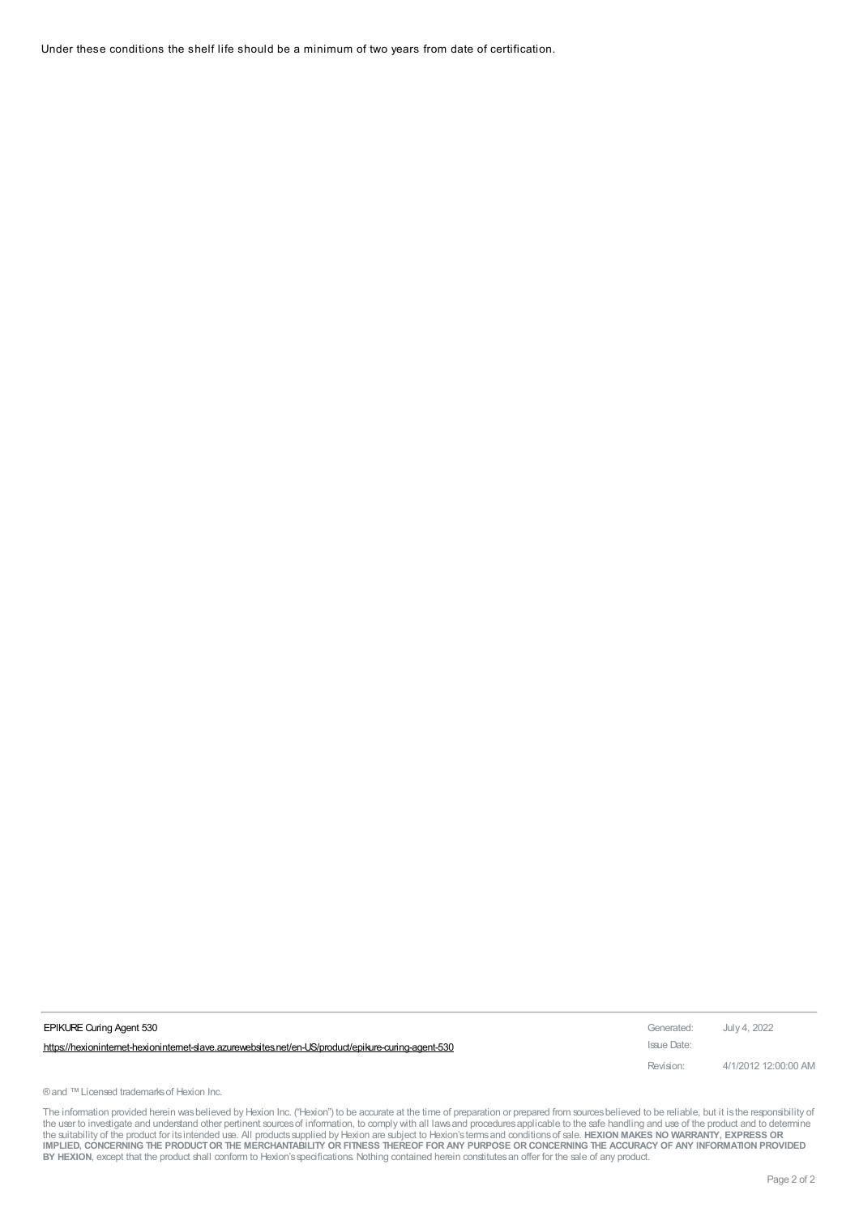Under these conditions the shelf life should be a minimum of two years from date of certification.

EPIKURE Curing Agent 530

https://hexioninternet-hexioninternet-slave.azurewebsites.net/en-US/product/epikure-curing-agent-530

| | |
|---|---|
| Generated: | July 4, 2022 |
| Issue Date: | |
| Revision: | 4/1/2012 12:00:00 AM |

® and ™ Licensed trademarks of Hexion Inc.

The information provided herein was believed by Hexion Inc. ("Hexion") to be accurate at the time of preparation or prepared from sources believed to be reliable, but it is the responsibility of the user to investigate and understand other pertinent sources of information, to comply with all laws and procedures applicable to the safe handling and use of the product and to determine the suitability of the product for its intended use. All products supplied by Hexion are subject to Hexion's terms and conditions of sale. **HEXION MAKES NO WARRANTY, EXPRESS OR IMPLIED, CONCERNING THE PRODUCT OR THE MERCHANTABILITY OR FITNESS THEREOF FOR ANY PURPOSE OR CONCERNING THE ACCURACY OF ANY INFORMATION PROVIDED BY HEXION**, except that the product shall conform to Hexion's specifications. Nothing contained herein constitutes an offer for the sale of any product.